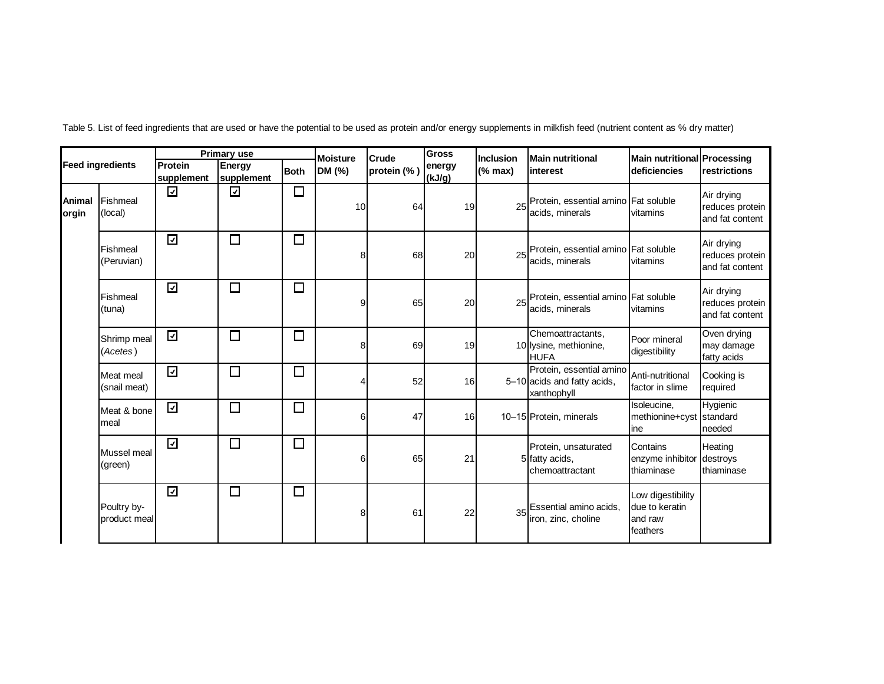Table 5. List of feed ingredients that are used or have the potential to be used as protein and/or energy supplements in milkfish feed (nutrient content as % dry matter)

| Feed ingredients | | Primary use | | | Moisture DM (%) | Crude protein (% ) | Gross energy (kJ/g) | Inclusion (% max) | Main nutritional interest | Main nutritional deficiencies | Processing restrictions |
|---|---|---|---|---|---|---|---|---|---|---|---|
| | | Protein supplement | Energy supplement | Both | | | | | | | |
| Animal orgin | Fishmeal (local) | ☑ | ☑ | ☐ | 10 | 64 | 19 | 25 | Protein, essential amino acids, minerals | Fat soluble vitamins | Air drying reduces protein and fat content |
| | Fishmeal (Peruvian) | ☑ | ☐ | ☐ | 8 | 68 | 20 | 25 | Protein, essential amino acids, minerals | Fat soluble vitamins | Air drying reduces protein and fat content |
| | Fishmeal (tuna) | ☑ | ☐ | ☐ | 9 | 65 | 20 | 25 | Protein, essential amino acids, minerals | Fat soluble vitamins | Air drying reduces protein and fat content |
| | Shrimp meal (*Acetes*) | ☑ | ☐ | ☐ | 8 | 69 | 19 | 10 | Chemoattractants, lysine, methionine, HUFA | Poor mineral digestibility | Oven drying may damage fatty acids |
| | Meat meal (snail meat) | ☑ | ☐ | ☐ | 4 | 52 | 16 | 5–10 | Protein, essential amino acids and fatty acids, xanthophyll | Anti-nutritional factor in slime | Cooking is required |
| | Meat & bone meal | ☑ | ☐ | ☐ | 6 | 47 | 16 | 10–15 | Protein, minerals | Isoleucine, methionine+cystine | Hygienic standard needed |
| | Mussel meal (green) | ☑ | ☐ | ☐ | 6 | 65 | 21 | 5 | Protein, unsaturated fatty acids, chemoattractant | Contains enzyme inhibitor thiaminase | Heating destroys thiaminase |
| | Poultry by-product meal | ☑ | ☐ | ☐ | 8 | 61 | 22 | 35 | Essential amino acids, iron, zinc, choline | Low digestibility due to keratin and raw feathers | |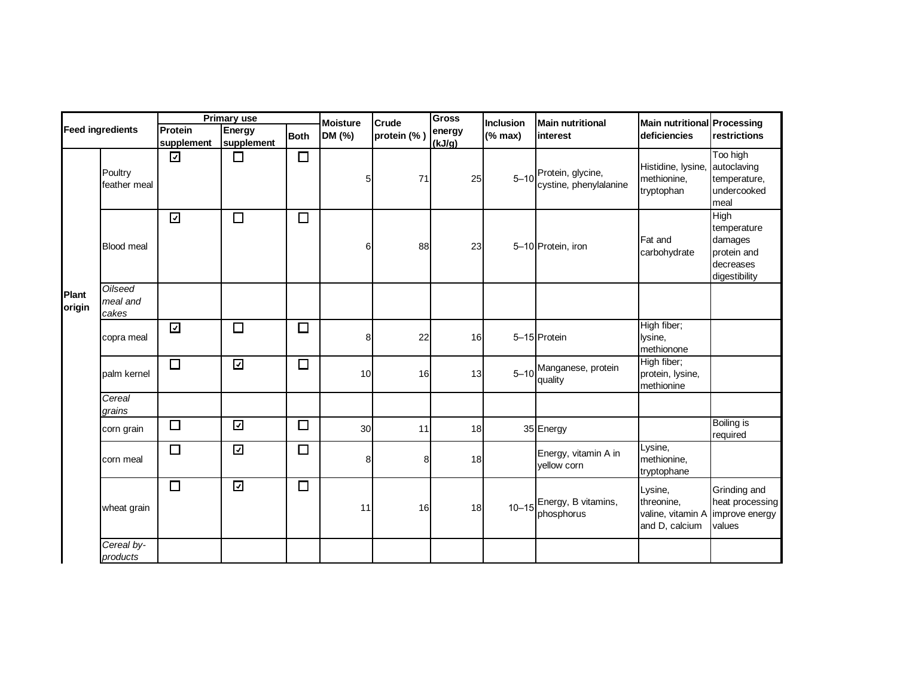| Feed ingredients | | Primary use | | | Moisture DM (%) | Crude protein (% ) | Gross energy (kJ/g) | Inclusion (% max) | Main nutritional interest | Main nutritional deficiencies | Processing restrictions |
|---|---|---|---|---|---|---|---|---|---|---|---|
| | | Protein supplement | Energy supplement | Both | | | | | | | |
| | Poultry feather meal | ☑ | ☐ | ☐ | 5 | 71 | 25 | 5–10 | Protein, glycine, cystine, phenylalanine | Histidine, lysine, methionine, tryptophan | Too high autoclaving temperature, undercooked meal |
| | Blood meal | ☑ | ☐ | ☐ | 6 | 88 | 23 | 5–10 | Protein, iron | Fat and carbohydrate | High temperature damages protein and decreases digestibility |
| Plant origin | *Oilseed meal and cakes* | | | | | | | | | | |
| | copra meal | ☑ | ☐ | ☐ | 8 | 22 | 16 | 5–15 | Protein | High fiber; lysine, methionone | |
| | palm kernel | ☐ | ☑ | ☐ | 10 | 16 | 13 | 5–10 | Manganese, protein quality | High fiber; protein, lysine, methionine | |
| | *Cereal grains* | | | | | | | | | | |
| | corn grain | ☐ | ☑ | ☐ | 30 | 11 | 18 | 35 | Energy | | Boiling is required |
| | corn meal | ☐ | ☑ | ☐ | 8 | 8 | 18 | | Energy, vitamin A in yellow corn | Lysine, methionine, tryptophane | |
| | wheat grain | ☐ | ☑ | ☐ | 11 | 16 | 18 | 10–15 | Energy, B vitamins, phosphorus | Lysine, threonine, valine, vitamin A and D, calcium | Grinding and heat processing improve energy values |
| | *Cereal by-products* | | | | | | | | | | |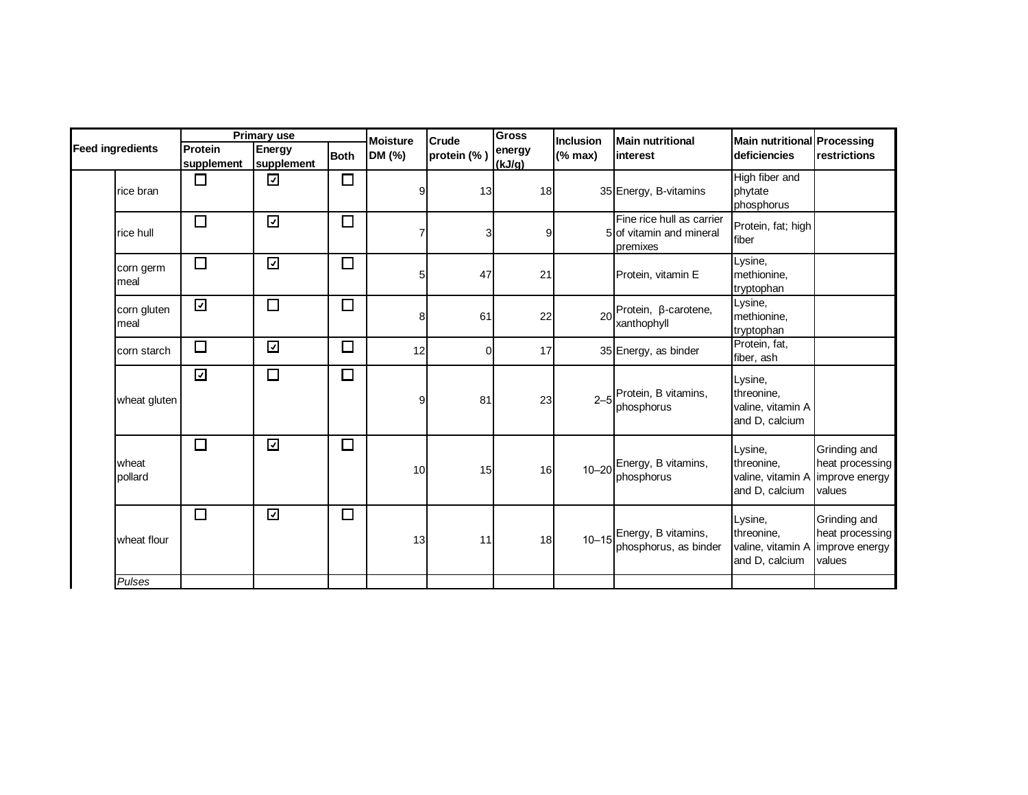| Feed ingredients | | Primary use | | | Moisture DM (%) | Crude protein (% ) | Gross energy (kJ/g) | Inclusion (% max) | Main nutritional interest | Main nutritional deficiencies | Processing restrictions |
|---|---|---|---|---|---|---|---|---|---|---|---|
| | | Protein supplement | Energy supplement | Both | | | | | | | |
| | rice bran | ☐ | ☑ | ☐ | 9 | 13 | 18 | 35 | Energy, B-vitamins | High fiber and phytate phosphorus | |
| | rice hull | ☐ | ☑ | ☐ | 7 | 3 | 9 | 5 | Fine rice hull as carrier of vitamin and mineral premixes | Protein, fat; high fiber | |
| | corn germ meal | ☐ | ☑ | ☐ | 5 | 47 | 21 | | Protein, vitamin E | Lysine, methionine, tryptophan | |
| | corn gluten meal | ☑ | ☐ | ☐ | 8 | 61 | 22 | 20 | Protein, β-carotene, xanthophyll | Lysine, methionine, tryptophan | |
| | corn starch | ☐ | ☑ | ☐ | 12 | 0 | 17 | 35 | Energy, as binder | Protein, fat, fiber, ash | |
| | wheat gluten | ☑ | ☐ | ☐ | 9 | 81 | 23 | 2–5 | Protein, B vitamins, phosphorus | Lysine, threonine, valine, vitamin A and D, calcium | |
| | wheat pollard | ☐ | ☑ | ☐ | 10 | 15 | 16 | 10–20 | Energy, B vitamins, phosphorus | Lysine, threonine, valine, vitamin A and D, calcium | Grinding and heat processing improve energy values |
| | wheat flour | ☐ | ☑ | ☐ | 13 | 11 | 18 | 10–15 | Energy, B vitamins, phosphorus, as binder | Lysine, threonine, valine, vitamin A and D, calcium | Grinding and heat processing improve energy values |
| | *Pulses* | | | | | | | | | | |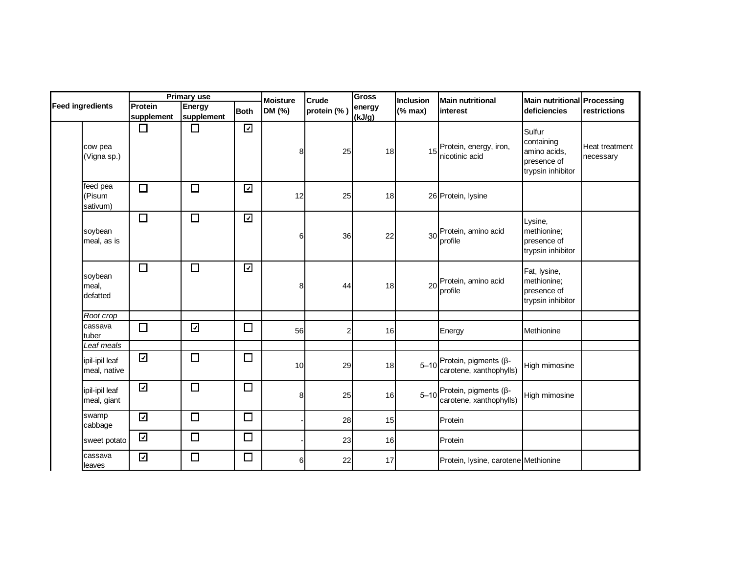| Feed ingredients | | Primary use | | | Moisture DM (%) | Crude protein (% ) | Gross energy (kJ/g) | Inclusion (% max) | Main nutritional interest | Main nutritional deficiencies | Processing restrictions |
|---|---|---|---|---|---|---|---|---|---|---|---|
| | | Protein supplement | Energy supplement | Both | | | | | | | |
| | cow pea (Vigna sp.) | ☐ | ☐ | ☑ | 8 | 25 | 18 | 15 | Protein, energy, iron, nicotinic acid | Sulfur containing amino acids, presence of trypsin inhibitor | Heat treatment necessary |
| | feed pea (Pisum sativum) | ☐ | ☐ | ☑ | 12 | 25 | 18 | 26 | Protein, lysine | | |
| | soybean meal, as is | ☐ | ☐ | ☑ | 6 | 36 | 22 | 30 | Protein, amino acid profile | Lysine, methionine; presence of trypsin inhibitor | |
| | soybean meal, defatted | ☐ | ☐ | ☑ | 8 | 44 | 18 | 20 | Protein, amino acid profile | Fat, lysine, methionine; presence of trypsin inhibitor | |
| | *Root crop* | | | | | | | | | | |
| | cassava tuber | ☐ | ☑ | ☐ | 56 | 2 | 16 | | Energy | Methionine | |
| | *Leaf meals* | | | | | | | | | | |
| | ipil-ipil leaf meal, native | ☑ | ☐ | ☐ | 10 | 29 | 18 | 5–10 | Protein, pigments (β-carotene, xanthophylls) | High mimosine | |
| | ipil-ipil leaf meal, giant | ☑ | ☐ | ☐ | 8 | 25 | 16 | 5–10 | Protein, pigments (β-carotene, xanthophylls) | High mimosine | |
| | swamp cabbage | ☑ | ☐ | ☐ | - | 28 | 15 | | Protein | | |
| | sweet potato | ☑ | ☐ | ☐ | - | 23 | 16 | | Protein | | |
| | cassava leaves | ☑ | ☐ | ☐ | 6 | 22 | 17 | | Protein, lysine, carotene | Methionine | |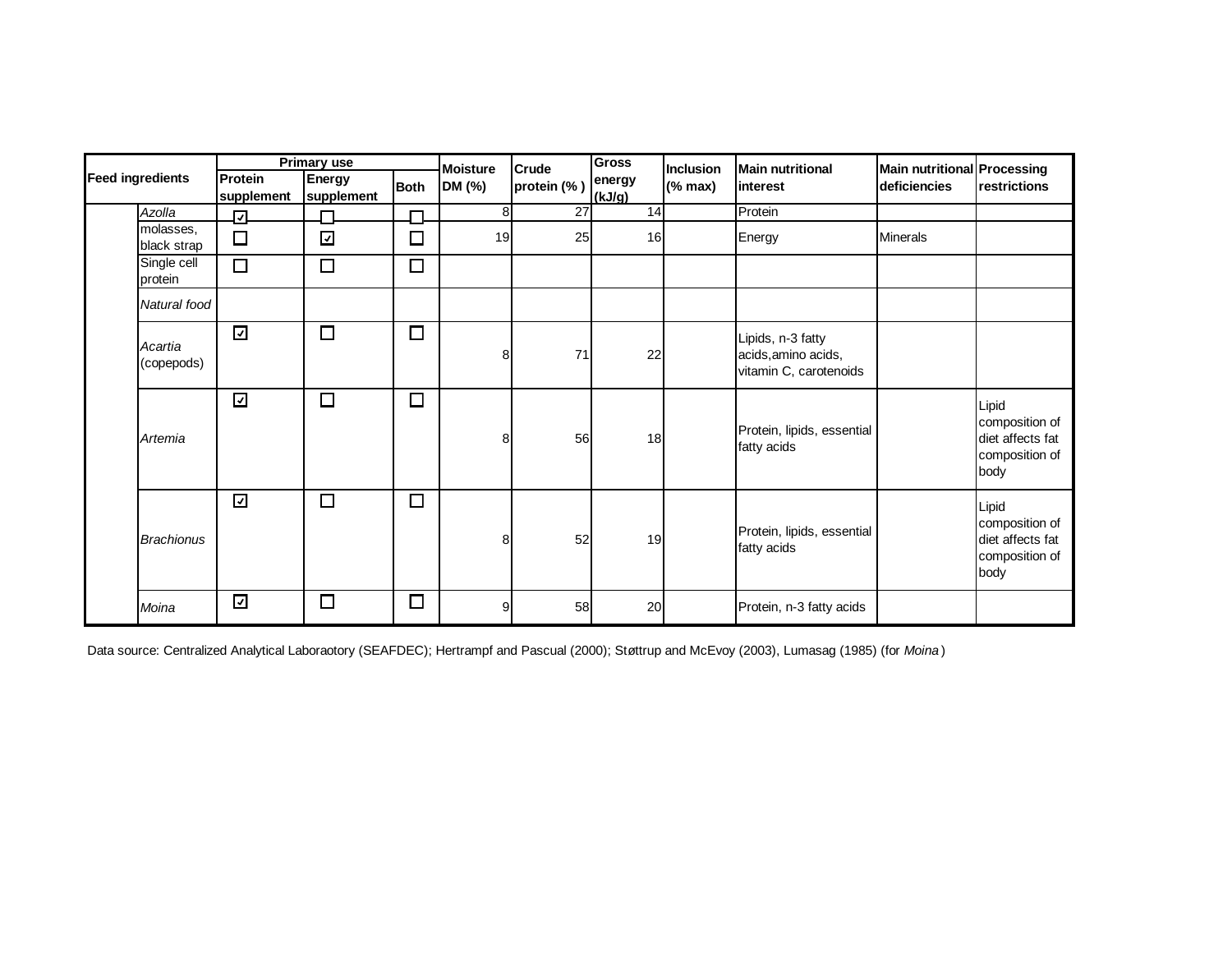| Feed ingredients | | Primary use | | | Moisture DM (%) | Crude protein (% ) | Gross energy (kJ/g) | Inclusion (% max) | Main nutritional interest | Main nutritional deficiencies | Processing restrictions |
|---|---|---|---|---|---|---|---|---|---|---|---|
| | | Protein supplement | Energy supplement | Both | | | | | | | |
| | *Azolla* | ☑ | ☐ | ☐ | 8 | 27 | 14 | | Protein | | |
| | molasses, black strap | ☐ | ☑ | ☐ | 19 | 25 | 16 | | Energy | Minerals | |
| | Single cell protein | ☐ | ☐ | ☐ | | | | | | | |
| | *Natural food* | | | | | | | | | | |
| | *Acartia* (copepods) | ☑ | ☐ | ☐ | 8 | 71 | 22 | | Lipids, n-3 fatty acids,amino acids, vitamin C, carotenoids | | |
| | *Artemia* | ☑ | ☐ | ☐ | 8 | 56 | 18 | | Protein, lipids, essential fatty acids | | Lipid composition of diet affects fat composition of body |
| | *Brachionus* | ☑ | ☐ | ☐ | 8 | 52 | 19 | | Protein, lipids, essential fatty acids | | Lipid composition of diet affects fat composition of body |
| | *Moina* | ☑ | ☐ | ☐ | 9 | 58 | 20 | | Protein, n-3 fatty acids | | |

Data source: Centralized Analytical Laboraotory (SEAFDEC); Hertrampf and Pascual (2000); Støttrup and McEvoy (2003), Lumasag (1985) (for *Moina*)